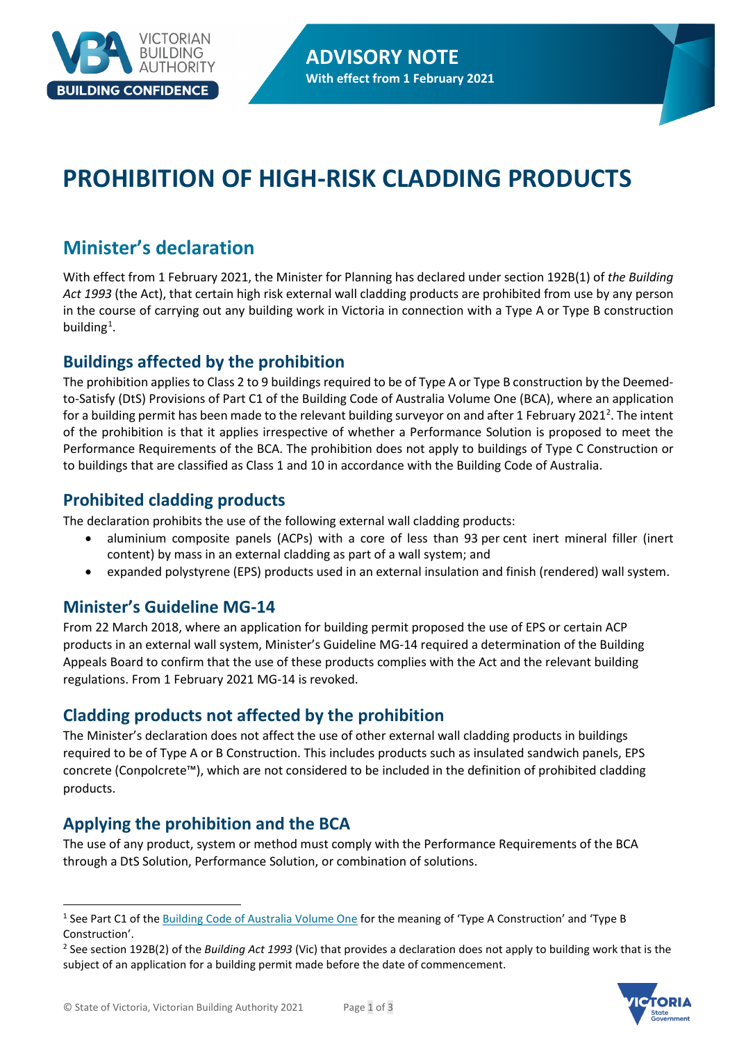ADVISORY NOTE

With effect from 1 February 2021

# PROHIBITION OF HIGH-RISK CLADDING PRODUCTS

## Minister's declaration

With effect from 1 February 2021, the Minister for Planning has declared under section 192B(1) of *the Building Act 1993* (the Act), that certain high risk external wall cladding products are prohibited from use by any person in the course of carrying out any building work in Victoria in connection with a Type A or Type B construction building[1].

### Buildings affected by the prohibition

The prohibition applies to Class 2 to 9 buildings required to be of Type A or Type B construction by the Deemed-to-Satisfy (DtS) Provisions of Part C1 of the Building Code of Australia Volume One (BCA), where an application for a building permit has been made to the relevant building surveyor on and after 1 February 2021[2]. The intent of the prohibition is that it applies irrespective of whether a Performance Solution is proposed to meet the Performance Requirements of the BCA. The prohibition does not apply to buildings of Type C Construction or to buildings that are classified as Class 1 and 10 in accordance with the Building Code of Australia.

### Prohibited cladding products

The declaration prohibits the use of the following external wall cladding products:

- aluminium composite panels (ACPs) with a core of less than 93 per cent inert mineral filler (inert content) by mass in an external cladding as part of a wall system; and
- expanded polystyrene (EPS) products used in an external insulation and finish (rendered) wall system.

### Minister's Guideline MG-14

From 22 March 2018, where an application for building permit proposed the use of EPS or certain ACP products in an external wall system, Minister's Guideline MG-14 required a determination of the Building Appeals Board to confirm that the use of these products complies with the Act and the relevant building regulations. From 1 February 2021 MG-14 is revoked.

### Cladding products not affected by the prohibition

The Minister's declaration does not affect the use of other external wall cladding products in buildings required to be of Type A or B Construction. This includes products such as insulated sandwich panels, EPS concrete (Conpolcrete™), which are not considered to be included in the definition of prohibited cladding products.

### Applying the prohibition and the BCA

The use of any product, system or method must comply with the Performance Requirements of the BCA through a DtS Solution, Performance Solution, or combination of solutions.

---

[1] See Part C1 of the Building Code of Australia Volume One for the meaning of 'Type A Construction' and 'Type B Construction'.

[2] See section 192B(2) of the *Building Act 1993* (Vic) that provides a declaration does not apply to building work that is the subject of an application for a building permit made before the date of commencement.

© State of Victoria, Victorian Building Authority 2021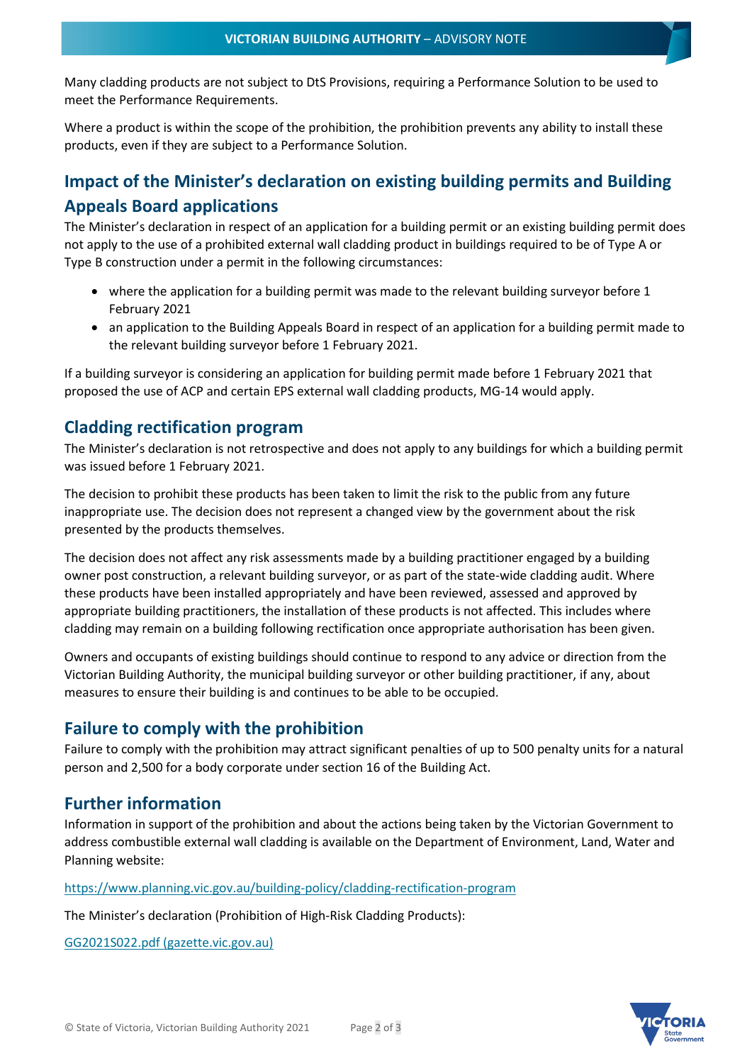Many cladding products are not subject to DtS Provisions, requiring a Performance Solution to be used to meet the Performance Requirements.

Where a product is within the scope of the prohibition, the prohibition prevents any ability to install these products, even if they are subject to a Performance Solution.

## Impact of the Minister's declaration on existing building permits and Building Appeals Board applications

The Minister's declaration in respect of an application for a building permit or an existing building permit does not apply to the use of a prohibited external wall cladding product in buildings required to be of Type A or Type B construction under a permit in the following circumstances:

- where the application for a building permit was made to the relevant building surveyor before 1 February 2021
- an application to the Building Appeals Board in respect of an application for a building permit made to the relevant building surveyor before 1 February 2021.

If a building surveyor is considering an application for building permit made before 1 February 2021 that proposed the use of ACP and certain EPS external wall cladding products, MG-14 would apply.

## Cladding rectification program

The Minister's declaration is not retrospective and does not apply to any buildings for which a building permit was issued before 1 February 2021.

The decision to prohibit these products has been taken to limit the risk to the public from any future inappropriate use. The decision does not represent a changed view by the government about the risk presented by the products themselves.

The decision does not affect any risk assessments made by a building practitioner engaged by a building owner post construction, a relevant building surveyor, or as part of the state-wide cladding audit. Where these products have been installed appropriately and have been reviewed, assessed and approved by appropriate building practitioners, the installation of these products is not affected. This includes where cladding may remain on a building following rectification once appropriate authorisation has been given.

Owners and occupants of existing buildings should continue to respond to any advice or direction from the Victorian Building Authority, the municipal building surveyor or other building practitioner, if any, about measures to ensure their building is and continues to be able to be occupied.

## Failure to comply with the prohibition

Failure to comply with the prohibition may attract significant penalties of up to 500 penalty units for a natural person and 2,500 for a body corporate under section 16 of the Building Act.

## Further information

Information in support of the prohibition and about the actions being taken by the Victorian Government to address combustible external wall cladding is available on the Department of Environment, Land, Water and Planning website:

https://www.planning.vic.gov.au/building-policy/cladding-rectification-program

The Minister's declaration (Prohibition of High-Risk Cladding Products):

GG2021S022.pdf (gazette.vic.gov.au)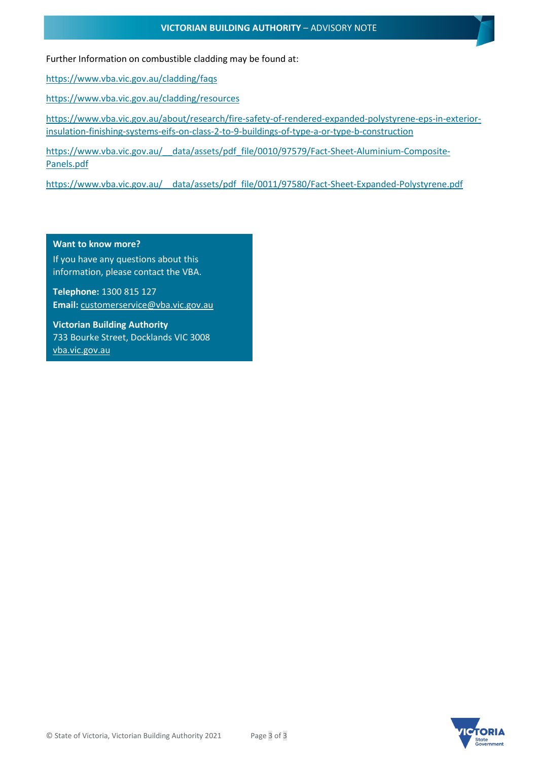Further Information on combustible cladding may be found at:

https://www.vba.vic.gov.au/cladding/faqs

https://www.vba.vic.gov.au/cladding/resources

https://www.vba.vic.gov.au/about/research/fire-safety-of-rendered-expanded-polystyrene-eps-in-exterior-insulation-finishing-systems-eifs-on-class-2-to-9-buildings-of-type-a-or-type-b-construction

https://www.vba.vic.gov.au/__data/assets/pdf_file/0010/97579/Fact-Sheet-Aluminium-Composite-Panels.pdf

https://www.vba.vic.gov.au/__data/assets/pdf_file/0011/97580/Fact-Sheet-Expanded-Polystyrene.pdf

**Want to know more?**

If you have any questions about this information, please contact the VBA.

**Telephone:** 1300 815 127
**Email:** customerservice@vba.vic.gov.au

**Victorian Building Authority**
733 Bourke Street, Docklands VIC 3008
vba.vic.gov.au

© State of Victoria, Victorian Building Authority 2021